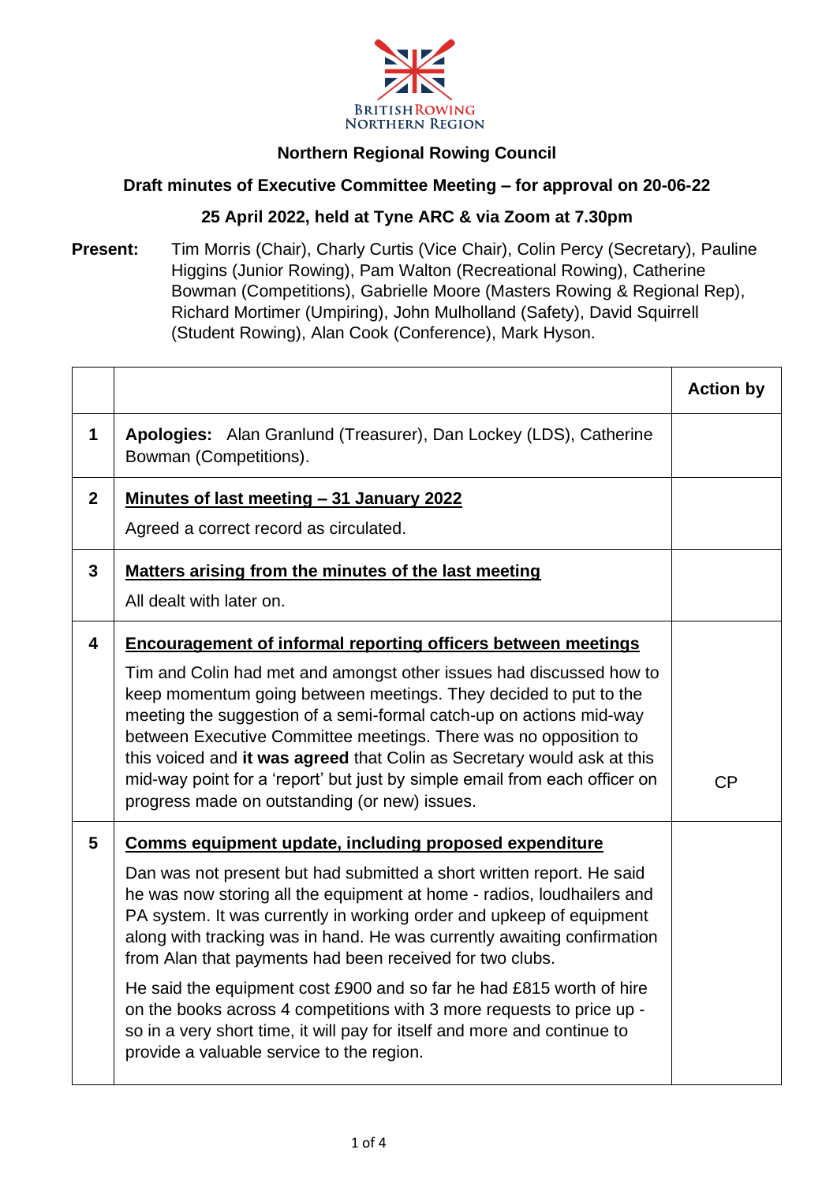BRITISH ROWING
NORTHERN REGION

# Northern Regional Rowing Council

## Draft minutes of Executive Committee Meeting – for approval on 20-06-22

## 25 April 2022, held at Tyne ARC & via Zoom at 7.30pm

**Present:** Tim Morris (Chair), Charly Curtis (Vice Chair), Colin Percy (Secretary), Pauline Higgins (Junior Rowing), Pam Walton (Recreational Rowing), Catherine Bowman (Competitions), Gabrielle Moore (Masters Rowing & Regional Rep), Richard Mortimer (Umpiring), John Mulholland (Safety), David Squirrell (Student Rowing), Alan Cook (Conference), Mark Hyson.

| | | Action by |
|---|---|---|
| 1 | **Apologies:** Alan Granlund (Treasurer), Dan Lockey (LDS), Catherine Bowman (Competitions). | |
| 2 | <u>**Minutes of last meeting – 31 January 2022**</u><br><br>Agreed a correct record as circulated. | |
| 3 | <u>**Matters arising from the minutes of the last meeting**</u><br><br>All dealt with later on. | |
| 4 | <u>**Encouragement of informal reporting officers between meetings**</u><br><br>Tim and Colin had met and amongst other issues had discussed how to keep momentum going between meetings. They decided to put to the meeting the suggestion of a semi-formal catch-up on actions mid-way between Executive Committee meetings. There was no opposition to this voiced and **it was agreed** that Colin as Secretary would ask at this mid-way point for a 'report' but just by simple email from each officer on progress made on outstanding (or new) issues. | CP |
| 5 | <u>**Comms equipment update, including proposed expenditure**</u><br><br>Dan was not present but had submitted a short written report. He said he was now storing all the equipment at home - radios, loudhailers and PA system. It was currently in working order and upkeep of equipment along with tracking was in hand. He was currently awaiting confirmation from Alan that payments had been received for two clubs.<br><br>He said the equipment cost £900 and so far he had £815 worth of hire on the books across 4 competitions with 3 more requests to price up - so in a very short time, it will pay for itself and more and continue to provide a valuable service to the region. | |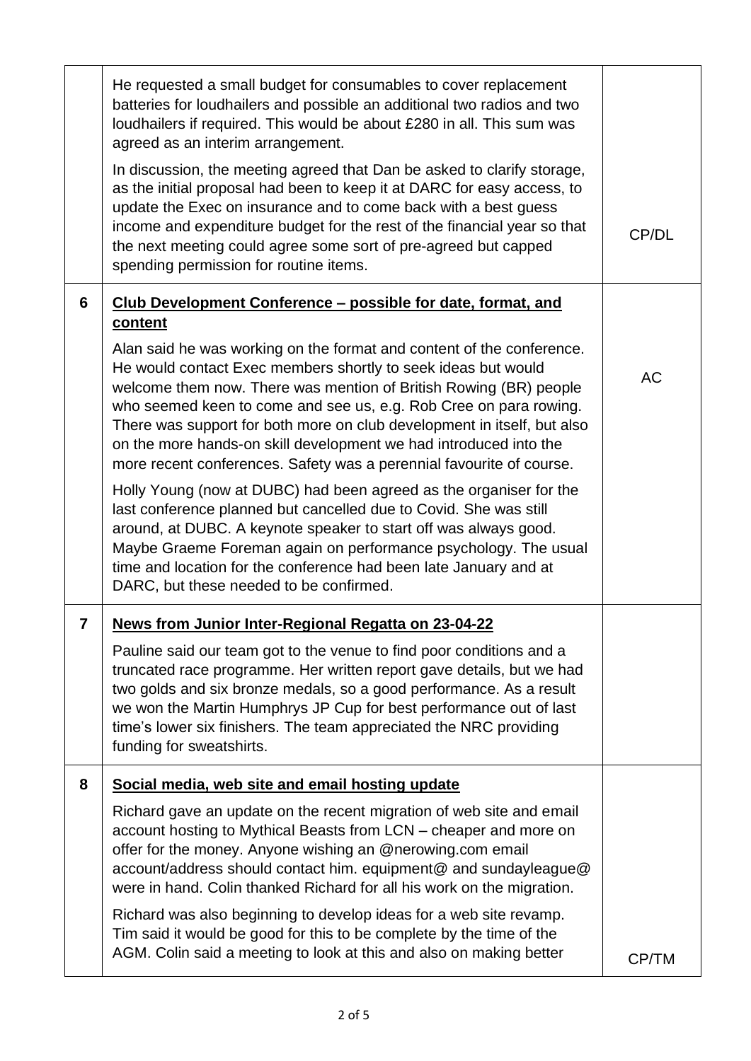|   |   |   |
|---|---|---|
|   | He requested a small budget for consumables to cover replacement batteries for loudhailers and possible an additional two radios and two loudhailers if required. This would be about £280 in all. This sum was agreed as an interim arrangement.<br><br>In discussion, the meeting agreed that Dan be asked to clarify storage, as the initial proposal had been to keep it at DARC for easy access, to update the Exec on insurance and to come back with a best guess income and expenditure budget for the rest of the financial year so that the next meeting could agree some sort of pre-agreed but capped spending permission for routine items. | CP/DL |
| **6** | <u>**Club Development Conference – possible for date, format, and content**</u><br><br>Alan said he was working on the format and content of the conference. He would contact Exec members shortly to seek ideas but would welcome them now. There was mention of British Rowing (BR) people who seemed keen to come and see us, e.g. Rob Cree on para rowing. There was support for both more on club development in itself, but also on the more hands-on skill development we had introduced into the more recent conferences. Safety was a perennial favourite of course.<br><br>Holly Young (now at DUBC) had been agreed as the organiser for the last conference planned but cancelled due to Covid. She was still around, at DUBC. A keynote speaker to start off was always good. Maybe Graeme Foreman again on performance psychology. The usual time and location for the conference had been late January and at DARC, but these needed to be confirmed. | AC |
| **7** | <u>**News from Junior Inter-Regional Regatta on 23-04-22**</u><br><br>Pauline said our team got to the venue to find poor conditions and a truncated race programme. Her written report gave details, but we had two golds and six bronze medals, so a good performance. As a result we won the Martin Humphrys JP Cup for best performance out of last time's lower six finishers. The team appreciated the NRC providing funding for sweatshirts. |   |
| **8** | <u>**Social media, web site and email hosting update**</u><br><br>Richard gave an update on the recent migration of web site and email account hosting to Mythical Beasts from LCN – cheaper and more on offer for the money. Anyone wishing an @nerowing.com email account/address should contact him. equipment@ and sundayleague@ were in hand. Colin thanked Richard for all his work on the migration.<br><br>Richard was also beginning to develop ideas for a web site revamp. Tim said it would be good for this to be complete by the time of the AGM. Colin said a meeting to look at this and also on making better | CP/TM |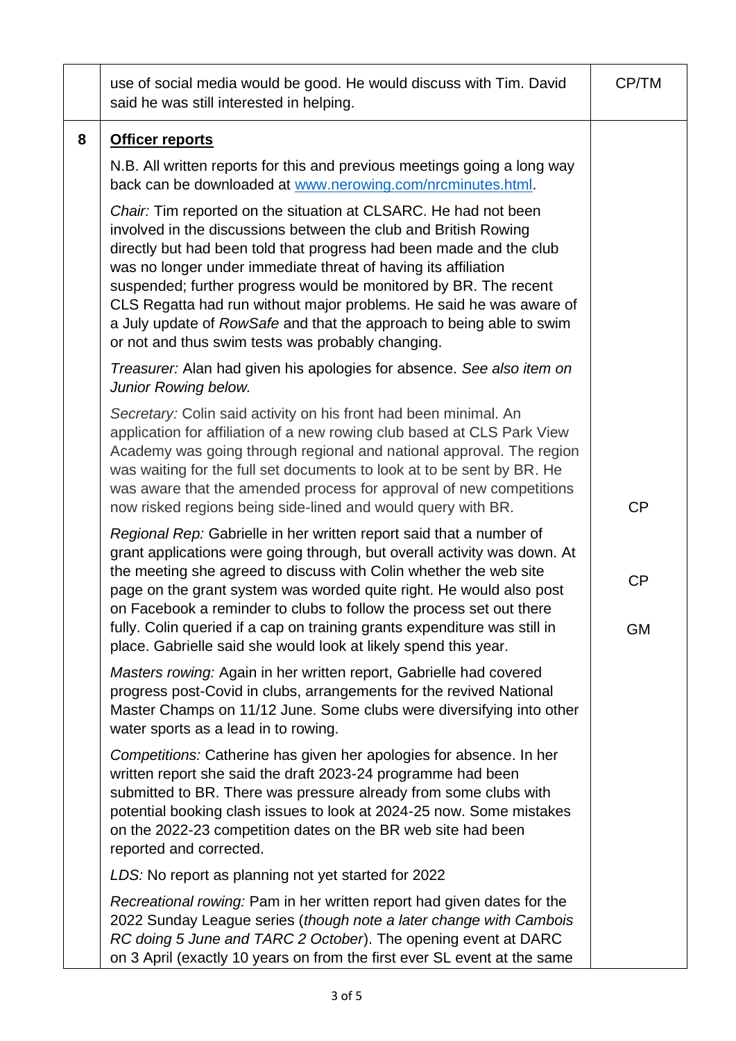|  |  |  |
| --- | --- | --- |
|  | use of social media would be good. He would discuss with Tim. David said he was still interested in helping. | CP/TM |
| 8 | **<u>Officer reports</u>**<br><br>N.B. All written reports for this and previous meetings going a long way back can be downloaded at [www.nerowing.com/nrcminutes.html](www.nerowing.com/nrcminutes.html).<br><br>*Chair:* Tim reported on the situation at CLSARC. He had not been involved in the discussions between the club and British Rowing directly but had been told that progress had been made and the club was no longer under immediate threat of having its affiliation suspended; further progress would be monitored by BR. The recent CLS Regatta had run without major problems. He said he was aware of a July update of *RowSafe* and that the approach to being able to swim or not and thus swim tests was probably changing.<br><br>*Treasurer:* Alan had given his apologies for absence. *See also item on Junior Rowing below.*<br><br>*Secretary:* Colin said activity on his front had been minimal. An application for affiliation of a new rowing club based at CLS Park View Academy was going through regional and national approval. The region was waiting for the full set documents to look at to be sent by BR. He was aware that the amended process for approval of new competitions now risked regions being side-lined and would query with BR.<br><br>*Regional Rep:* Gabrielle in her written report said that a number of grant applications were going through, but overall activity was down. At the meeting she agreed to discuss with Colin whether the web site page on the grant system was worded quite right. He would also post on Facebook a reminder to clubs to follow the process set out there fully. Colin queried if a cap on training grants expenditure was still in place. Gabrielle said she would look at likely spend this year.<br><br>*Masters rowing:* Again in her written report, Gabrielle had covered progress post-Covid in clubs, arrangements for the revived National Master Champs on 11/12 June. Some clubs were diversifying into other water sports as a lead in to rowing.<br><br>*Competitions:* Catherine has given her apologies for absence. In her written report she said the draft 2023-24 programme had been submitted to BR. There was pressure already from some clubs with potential booking clash issues to look at 2024-25 now. Some mistakes on the 2022-23 competition dates on the BR web site had been reported and corrected.<br><br>*LDS:* No report as planning not yet started for 2022<br><br>*Recreational rowing:* Pam in her written report had given dates for the 2022 Sunday League series (*though note a later change with Cambois RC doing 5 June and TARC 2 October*). The opening event at DARC on 3 April (exactly 10 years on from the first ever SL event at the same | CP<br><br>CP<br><br>GM |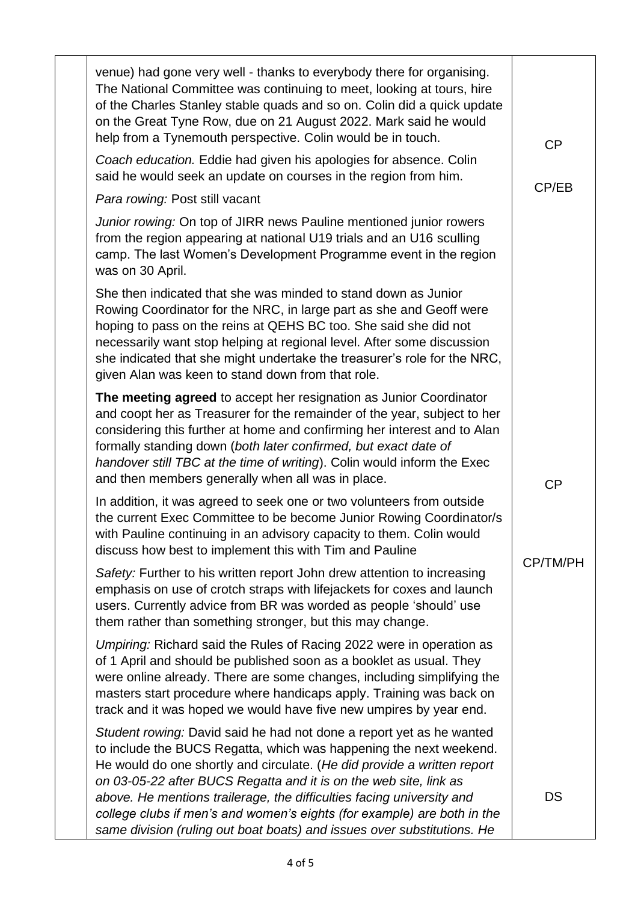| | | |
|---|---|---|
| | venue) had gone very well - thanks to everybody there for organising. The National Committee was continuing to meet, looking at tours, hire of the Charles Stanley stable quads and so on. Colin did a quick update on the Great Tyne Row, due on 21 August 2022. Mark said he would help from a Tynemouth perspective. Colin would be in touch. | CP |
| | *Coach education.* Eddie had given his apologies for absence. Colin said he would seek an update on courses in the region from him. | CP/EB |
| | *Para rowing:* Post still vacant | |
| | *Junior rowing:* On top of JIRR news Pauline mentioned junior rowers from the region appearing at national U19 trials and an U16 sculling camp. The last Women's Development Programme event in the region was on 30 April. | |
| | She then indicated that she was minded to stand down as Junior Rowing Coordinator for the NRC, in large part as she and Geoff were hoping to pass on the reins at QEHS BC too. She said she did not necessarily want stop helping at regional level. After some discussion she indicated that she might undertake the treasurer's role for the NRC, given Alan was keen to stand down from that role. | |
| | **The meeting agreed** to accept her resignation as Junior Coordinator and coopt her as Treasurer for the remainder of the year, subject to her considering this further at home and confirming her interest and to Alan formally standing down (*both later confirmed, but exact date of handover still TBC at the time of writing*). Colin would inform the Exec and then members generally when all was in place. | CP |
| | In addition, it was agreed to seek one or two volunteers from outside the current Exec Committee to be become Junior Rowing Coordinator/s with Pauline continuing in an advisory capacity to them. Colin would discuss how best to implement this with Tim and Pauline | CP/TM/PH |
| | *Safety:* Further to his written report John drew attention to increasing emphasis on use of crotch straps with lifejackets for coxes and launch users. Currently advice from BR was worded as people 'should' use them rather than something stronger, but this may change. | |
| | *Umpiring:* Richard said the Rules of Racing 2022 were in operation as of 1 April and should be published soon as a booklet as usual. They were online already. There are some changes, including simplifying the masters start procedure where handicaps apply. Training was back on track and it was hoped we would have five new umpires by year end. | |
| | *Student rowing:* David said he had not done a report yet as he wanted to include the BUCS Regatta, which was happening the next weekend. He would do one shortly and circulate. (*He did provide a written report on 03-05-22 after BUCS Regatta and it is on the web site, link as above. He mentions trailerage, the difficulties facing university and college clubs if men's and women's eights (for example) are both in the same division (ruling out boat boats) and issues over substitutions. He* | DS |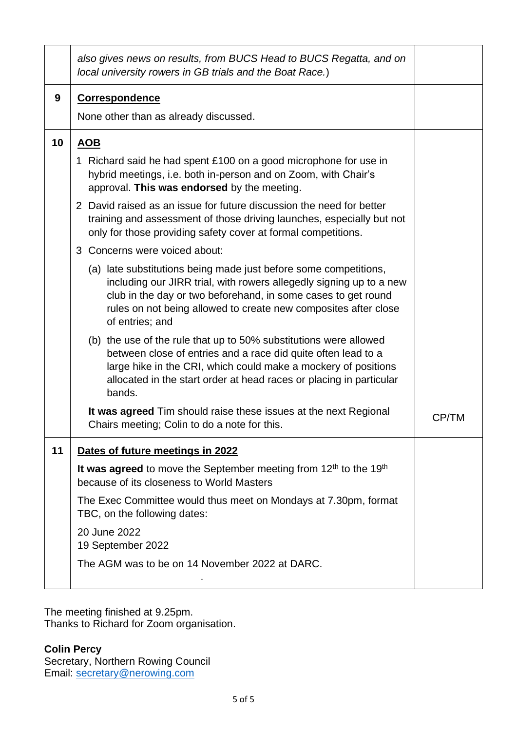| | | |
|---|---|---|
| | *also gives news on results, from BUCS Head to BUCS Regatta, and on local university rowers in GB trials and the Boat Race.*) | |
| **9** | **<u>Correspondence</u>**<br><br>None other than as already discussed. | |
| **10** | **<u>AOB</u>**<br><br>1 Richard said he had spent £100 on a good microphone for use in hybrid meetings, i.e. both in-person and on Zoom, with Chair's approval. **This was endorsed** by the meeting.<br><br>2 David raised as an issue for future discussion the need for better training and assessment of those driving launches, especially but not only for those providing safety cover at formal competitions.<br><br>3 Concerns were voiced about:<br><br>(a) late substitutions being made just before some competitions, including our JIRR trial, with rowers allegedly signing up to a new club in the day or two beforehand, in some cases to get round rules on not being allowed to create new composites after close of entries; and<br><br>(b) the use of the rule that up to 50% substitutions were allowed between close of entries and a race did quite often lead to a large hike in the CRI, which could make a mockery of positions allocated in the start order at head races or placing in particular bands.<br><br>**It was agreed** Tim should raise these issues at the next Regional Chairs meeting; Colin to do a note for this. | CP/TM |
| **11** | **<u>Dates of future meetings in 2022</u>**<br><br>**It was agreed** to move the September meeting from 12th to the 19th because of its closeness to World Masters<br><br>The Exec Committee would thus meet on Mondays at 7.30pm, format TBC, on the following dates:<br><br>20 June 2022<br>19 September 2022<br><br>The AGM was to be on 14 November 2022 at DARC. | |

The meeting finished at 9.25pm.
Thanks to Richard for Zoom organisation.

**Colin Percy**
Secretary, Northern Rowing Council
Email: secretary@nerowing.com